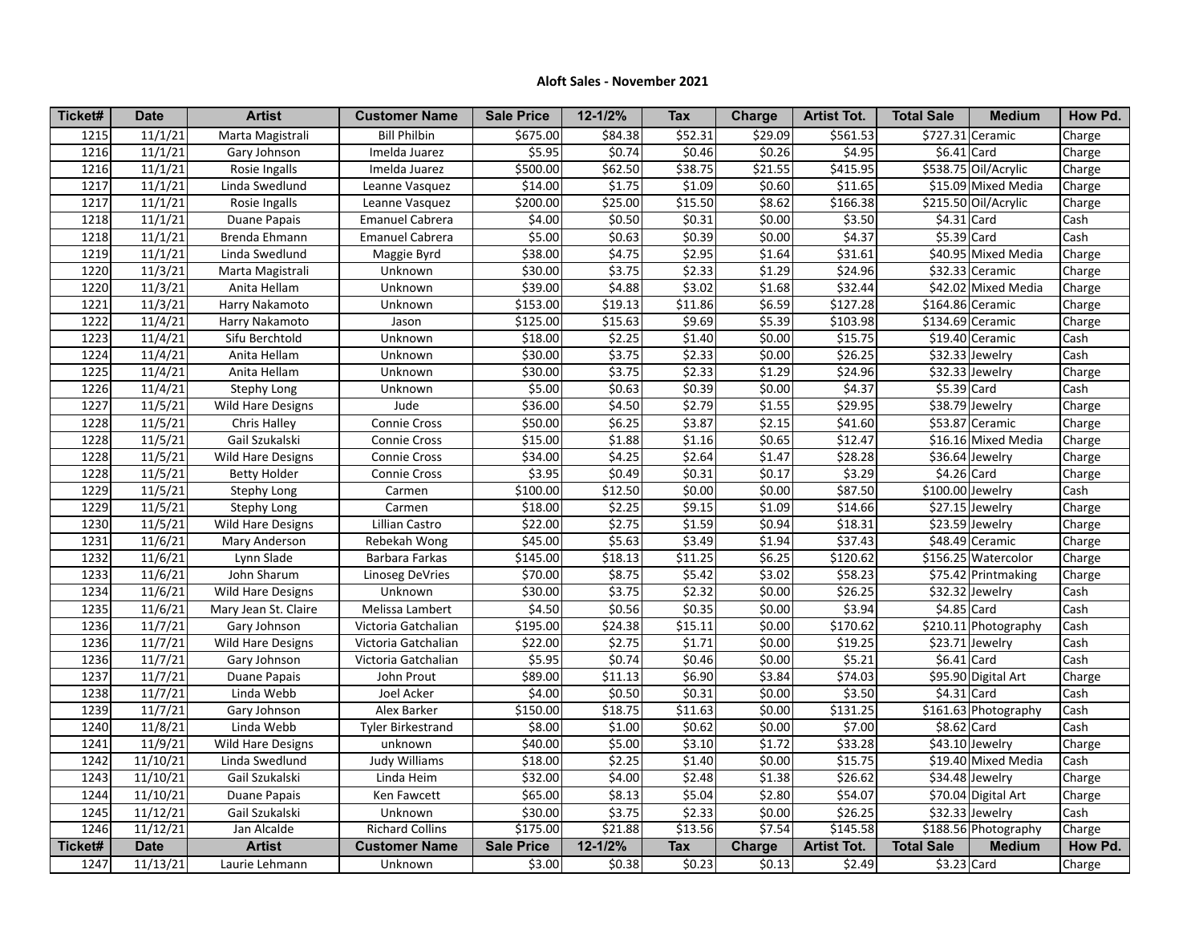**Aloft Sales - November 2021**

| Ticket# | Date | Artist | Customer Name | Sale Price | 12-1/2% | Tax | Charge | Artist Tot. | Total Sale | Medium | How Pd. |
|---|---|---|---|---|---|---|---|---|---|---|---|
| 1215 | 11/1/21 | Marta Magistrali | Bill Philbin | $675.00 | $84.38 | $52.31 | $29.09 | $561.53 | $727.31 | Ceramic | Charge |
| 1216 | 11/1/21 | Gary Johnson | Imelda Juarez | $5.95 | $0.74 | $0.46 | $0.26 | $4.95 | $6.41 | Card | Charge |
| 1216 | 11/1/21 | Rosie Ingalls | Imelda Juarez | $500.00 | $62.50 | $38.75 | $21.55 | $415.95 | $538.75 | Oil/Acrylic | Charge |
| 1217 | 11/1/21 | Linda Swedlund | Leanne Vasquez | $14.00 | $1.75 | $1.09 | $0.60 | $11.65 | $15.09 | Mixed Media | Charge |
| 1217 | 11/1/21 | Rosie Ingalls | Leanne Vasquez | $200.00 | $25.00 | $15.50 | $8.62 | $166.38 | $215.50 | Oil/Acrylic | Charge |
| 1218 | 11/1/21 | Duane Papais | Emanuel Cabrera | $4.00 | $0.50 | $0.31 | $0.00 | $3.50 | $4.31 | Card | Cash |
| 1218 | 11/1/21 | Brenda Ehmann | Emanuel Cabrera | $5.00 | $0.63 | $0.39 | $0.00 | $4.37 | $5.39 | Card | Cash |
| 1219 | 11/1/21 | Linda Swedlund | Maggie Byrd | $38.00 | $4.75 | $2.95 | $1.64 | $31.61 | $40.95 | Mixed Media | Charge |
| 1220 | 11/3/21 | Marta Magistrali | Unknown | $30.00 | $3.75 | $2.33 | $1.29 | $24.96 | $32.33 | Ceramic | Charge |
| 1220 | 11/3/21 | Anita Hellam | Unknown | $39.00 | $4.88 | $3.02 | $1.68 | $32.44 | $42.02 | Mixed Media | Charge |
| 1221 | 11/3/21 | Harry Nakamoto | Unknown | $153.00 | $19.13 | $11.86 | $6.59 | $127.28 | $164.86 | Ceramic | Charge |
| 1222 | 11/4/21 | Harry Nakamoto | Jason | $125.00 | $15.63 | $9.69 | $5.39 | $103.98 | $134.69 | Ceramic | Charge |
| 1223 | 11/4/21 | Sifu Berchtold | Unknown | $18.00 | $2.25 | $1.40 | $0.00 | $15.75 | $19.40 | Ceramic | Cash |
| 1224 | 11/4/21 | Anita Hellam | Unknown | $30.00 | $3.75 | $2.33 | $0.00 | $26.25 | $32.33 | Jewelry | Cash |
| 1225 | 11/4/21 | Anita Hellam | Unknown | $30.00 | $3.75 | $2.33 | $1.29 | $24.96 | $32.33 | Jewelry | Charge |
| 1226 | 11/4/21 | Stephy Long | Unknown | $5.00 | $0.63 | $0.39 | $0.00 | $4.37 | $5.39 | Card | Cash |
| 1227 | 11/5/21 | Wild Hare Designs | Jude | $36.00 | $4.50 | $2.79 | $1.55 | $29.95 | $38.79 | Jewelry | Charge |
| 1228 | 11/5/21 | Chris Halley | Connie Cross | $50.00 | $6.25 | $3.87 | $2.15 | $41.60 | $53.87 | Ceramic | Charge |
| 1228 | 11/5/21 | Gail Szukalski | Connie Cross | $15.00 | $1.88 | $1.16 | $0.65 | $12.47 | $16.16 | Mixed Media | Charge |
| 1228 | 11/5/21 | Wild Hare Designs | Connie Cross | $34.00 | $4.25 | $2.64 | $1.47 | $28.28 | $36.64 | Jewelry | Charge |
| 1228 | 11/5/21 | Betty Holder | Connie Cross | $3.95 | $0.49 | $0.31 | $0.17 | $3.29 | $4.26 | Card | Charge |
| 1229 | 11/5/21 | Stephy Long | Carmen | $100.00 | $12.50 | $0.00 | $0.00 | $87.50 | $100.00 | Jewelry | Cash |
| 1229 | 11/5/21 | Stephy Long | Carmen | $18.00 | $2.25 | $9.15 | $1.09 | $14.66 | $27.15 | Jewelry | Charge |
| 1230 | 11/5/21 | Wild Hare Designs | Lillian Castro | $22.00 | $2.75 | $1.59 | $0.94 | $18.31 | $23.59 | Jewelry | Charge |
| 1231 | 11/6/21 | Mary Anderson | Rebekah Wong | $45.00 | $5.63 | $3.49 | $1.94 | $37.43 | $48.49 | Ceramic | Charge |
| 1232 | 11/6/21 | Lynn Slade | Barbara Farkas | $145.00 | $18.13 | $11.25 | $6.25 | $120.62 | $156.25 | Watercolor | Charge |
| 1233 | 11/6/21 | John Sharum | Linoseg DeVries | $70.00 | $8.75 | $5.42 | $3.02 | $58.23 | $75.42 | Printmaking | Charge |
| 1234 | 11/6/21 | Wild Hare Designs | Unknown | $30.00 | $3.75 | $2.32 | $0.00 | $26.25 | $32.32 | Jewelry | Cash |
| 1235 | 11/6/21 | Mary Jean St. Claire | Melissa Lambert | $4.50 | $0.56 | $0.35 | $0.00 | $3.94 | $4.85 | Card | Cash |
| 1236 | 11/7/21 | Gary Johnson | Victoria Gatchalian | $195.00 | $24.38 | $15.11 | $0.00 | $170.62 | $210.11 | Photography | Cash |
| 1236 | 11/7/21 | Wild Hare Designs | Victoria Gatchalian | $22.00 | $2.75 | $1.71 | $0.00 | $19.25 | $23.71 | Jewelry | Cash |
| 1236 | 11/7/21 | Gary Johnson | Victoria Gatchalian | $5.95 | $0.74 | $0.46 | $0.00 | $5.21 | $6.41 | Card | Cash |
| 1237 | 11/7/21 | Duane Papais | John Prout | $89.00 | $11.13 | $6.90 | $3.84 | $74.03 | $95.90 | Digital Art | Charge |
| 1238 | 11/7/21 | Linda Webb | Joel Acker | $4.00 | $0.50 | $0.31 | $0.00 | $3.50 | $4.31 | Card | Cash |
| 1239 | 11/7/21 | Gary Johnson | Alex Barker | $150.00 | $18.75 | $11.63 | $0.00 | $131.25 | $161.63 | Photography | Cash |
| 1240 | 11/8/21 | Linda Webb | Tyler Birkestrand | $8.00 | $1.00 | $0.62 | $0.00 | $7.00 | $8.62 | Card | Cash |
| 1241 | 11/9/21 | Wild Hare Designs | unknown | $40.00 | $5.00 | $3.10 | $1.72 | $33.28 | $43.10 | Jewelry | Charge |
| 1242 | 11/10/21 | Linda Swedlund | Judy Williams | $18.00 | $2.25 | $1.40 | $0.00 | $15.75 | $19.40 | Mixed Media | Cash |
| 1243 | 11/10/21 | Gail Szukalski | Linda Heim | $32.00 | $4.00 | $2.48 | $1.38 | $26.62 | $34.48 | Jewelry | Charge |
| 1244 | 11/10/21 | Duane Papais | Ken Fawcett | $65.00 | $8.13 | $5.04 | $2.80 | $54.07 | $70.04 | Digital Art | Charge |
| 1245 | 11/12/21 | Gail Szukalski | Unknown | $30.00 | $3.75 | $2.33 | $0.00 | $26.25 | $32.33 | Jewelry | Cash |
| 1246 | 11/12/21 | Jan Alcalde | Richard Collins | $175.00 | $21.88 | $13.56 | $7.54 | $145.58 | $188.56 | Photography | Charge |
| **Ticket#** | **Date** | **Artist** | **Customer Name** | **Sale Price** | **12-1/2%** | **Tax** | **Charge** | **Artist Tot.** | **Total Sale** | **Medium** | **How Pd.** |
| 1247 | 11/13/21 | Laurie Lehmann | Unknown | $3.00 | $0.38 | $0.23 | $0.13 | $2.49 | $3.23 | Card | Charge |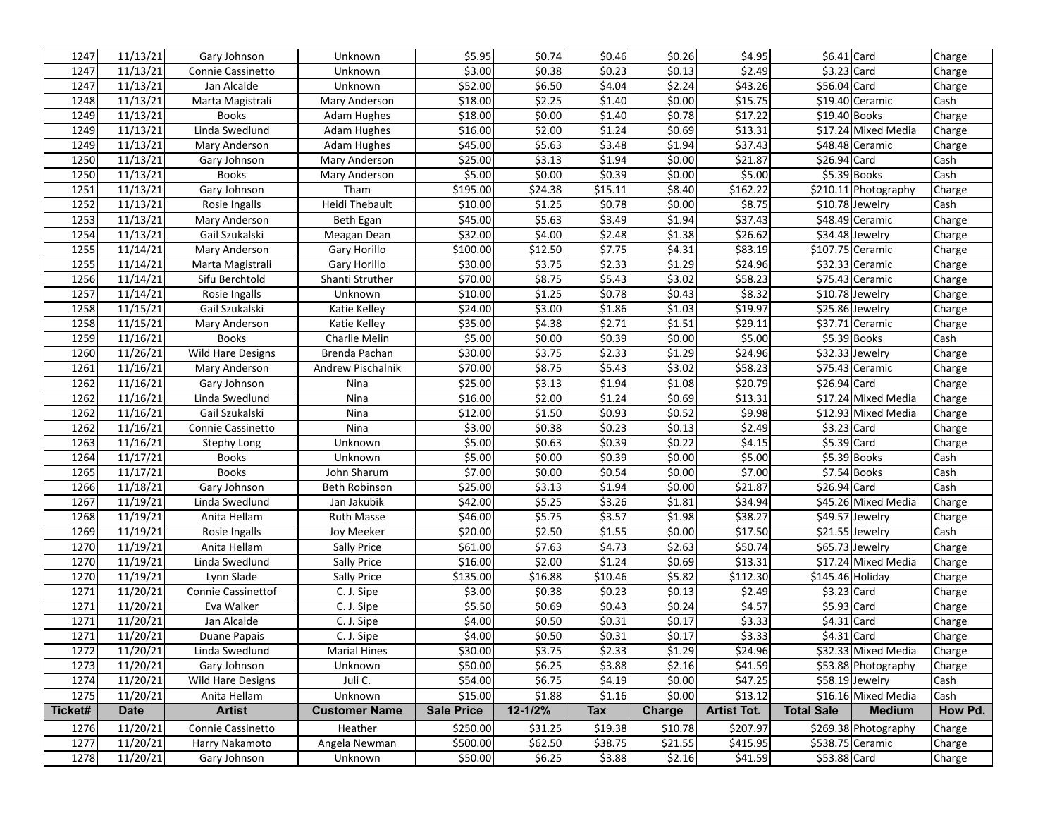| 1247 | 11/13/21 | Gary Johnson | Unknown | $5.95 | $0.74 | $0.46 | $0.26 | $4.95 | $6.41 | Card | Charge |
|---|---|---|---|---|---|---|---|---|---|---|---|
| 1247 | 11/13/21 | Connie Cassinetto | Unknown | $3.00 | $0.38 | $0.23 | $0.13 | $2.49 | $3.23 | Card | Charge |
| 1247 | 11/13/21 | Jan Alcalde | Unknown | $52.00 | $6.50 | $4.04 | $2.24 | $43.26 | $56.04 | Card | Charge |
| 1248 | 11/13/21 | Marta Magistrali | Mary Anderson | $18.00 | $2.25 | $1.40 | $0.00 | $15.75 | $19.40 | Ceramic | Cash |
| 1249 | 11/13/21 | Books | Adam Hughes | $18.00 | $0.00 | $1.40 | $0.78 | $17.22 | $19.40 | Books | Charge |
| 1249 | 11/13/21 | Linda Swedlund | Adam Hughes | $16.00 | $2.00 | $1.24 | $0.69 | $13.31 | $17.24 | Mixed Media | Charge |
| 1249 | 11/13/21 | Mary Anderson | Adam Hughes | $45.00 | $5.63 | $3.48 | $1.94 | $37.43 | $48.48 | Ceramic | Charge |
| 1250 | 11/13/21 | Gary Johnson | Mary Anderson | $25.00 | $3.13 | $1.94 | $0.00 | $21.87 | $26.94 | Card | Cash |
| 1250 | 11/13/21 | Books | Mary Anderson | $5.00 | $0.00 | $0.39 | $0.00 | $5.00 | $5.39 | Books | Cash |
| 1251 | 11/13/21 | Gary Johnson | Tham | $195.00 | $24.38 | $15.11 | $8.40 | $162.22 | $210.11 | Photography | Charge |
| 1252 | 11/13/21 | Rosie Ingalls | Heidi Thebault | $10.00 | $1.25 | $0.78 | $0.00 | $8.75 | $10.78 | Jewelry | Cash |
| 1253 | 11/13/21 | Mary Anderson | Beth Egan | $45.00 | $5.63 | $3.49 | $1.94 | $37.43 | $48.49 | Ceramic | Charge |
| 1254 | 11/13/21 | Gail Szukalski | Meagan Dean | $32.00 | $4.00 | $2.48 | $1.38 | $26.62 | $34.48 | Jewelry | Charge |
| 1255 | 11/14/21 | Mary Anderson | Gary Horillo | $100.00 | $12.50 | $7.75 | $4.31 | $83.19 | $107.75 | Ceramic | Charge |
| 1255 | 11/14/21 | Marta Magistrali | Gary Horillo | $30.00 | $3.75 | $2.33 | $1.29 | $24.96 | $32.33 | Ceramic | Charge |
| 1256 | 11/14/21 | Sifu Berchtold | Shanti Struther | $70.00 | $8.75 | $5.43 | $3.02 | $58.23 | $75.43 | Ceramic | Charge |
| 1257 | 11/14/21 | Rosie Ingalls | Unknown | $10.00 | $1.25 | $0.78 | $0.43 | $8.32 | $10.78 | Jewelry | Charge |
| 1258 | 11/15/21 | Gail Szukalski | Katie Kelley | $24.00 | $3.00 | $1.86 | $1.03 | $19.97 | $25.86 | Jewelry | Charge |
| 1258 | 11/15/21 | Mary Anderson | Katie Kelley | $35.00 | $4.38 | $2.71 | $1.51 | $29.11 | $37.71 | Ceramic | Charge |
| 1259 | 11/16/21 | Books | Charlie Melin | $5.00 | $0.00 | $0.39 | $0.00 | $5.00 | $5.39 | Books | Cash |
| 1260 | 11/26/21 | Wild Hare Designs | Brenda Pachan | $30.00 | $3.75 | $2.33 | $1.29 | $24.96 | $32.33 | Jewelry | Charge |
| 1261 | 11/16/21 | Mary Anderson | Andrew Pischalnik | $70.00 | $8.75 | $5.43 | $3.02 | $58.23 | $75.43 | Ceramic | Charge |
| 1262 | 11/16/21 | Gary Johnson | Nina | $25.00 | $3.13 | $1.94 | $1.08 | $20.79 | $26.94 | Card | Charge |
| 1262 | 11/16/21 | Linda Swedlund | Nina | $16.00 | $2.00 | $1.24 | $0.69 | $13.31 | $17.24 | Mixed Media | Charge |
| 1262 | 11/16/21 | Gail Szukalski | Nina | $12.00 | $1.50 | $0.93 | $0.52 | $9.98 | $12.93 | Mixed Media | Charge |
| 1262 | 11/16/21 | Connie Cassinetto | Nina | $3.00 | $0.38 | $0.23 | $0.13 | $2.49 | $3.23 | Card | Charge |
| 1263 | 11/16/21 | Stephy Long | Unknown | $5.00 | $0.63 | $0.39 | $0.22 | $4.15 | $5.39 | Card | Charge |
| 1264 | 11/17/21 | Books | Unknown | $5.00 | $0.00 | $0.39 | $0.00 | $5.00 | $5.39 | Books | Cash |
| 1265 | 11/17/21 | Books | John Sharum | $7.00 | $0.00 | $0.54 | $0.00 | $7.00 | $7.54 | Books | Cash |
| 1266 | 11/18/21 | Gary Johnson | Beth Robinson | $25.00 | $3.13 | $1.94 | $0.00 | $21.87 | $26.94 | Card | Cash |
| 1267 | 11/19/21 | Linda Swedlund | Jan Jakubik | $42.00 | $5.25 | $3.26 | $1.81 | $34.94 | $45.26 | Mixed Media | Charge |
| 1268 | 11/19/21 | Anita Hellam | Ruth Masse | $46.00 | $5.75 | $3.57 | $1.98 | $38.27 | $49.57 | Jewelry | Charge |
| 1269 | 11/19/21 | Rosie Ingalls | Joy Meeker | $20.00 | $2.50 | $1.55 | $0.00 | $17.50 | $21.55 | Jewelry | Cash |
| 1270 | 11/19/21 | Anita Hellam | Sally Price | $61.00 | $7.63 | $4.73 | $2.63 | $50.74 | $65.73 | Jewelry | Charge |
| 1270 | 11/19/21 | Linda Swedlund | Sally Price | $16.00 | $2.00 | $1.24 | $0.69 | $13.31 | $17.24 | Mixed Media | Charge |
| 1270 | 11/19/21 | Lynn Slade | Sally Price | $135.00 | $16.88 | $10.46 | $5.82 | $112.30 | $145.46 | Holiday | Charge |
| 1271 | 11/20/21 | Connie Cassinettof | C. J. Sipe | $3.00 | $0.38 | $0.23 | $0.13 | $2.49 | $3.23 | Card | Charge |
| 1271 | 11/20/21 | Eva Walker | C. J. Sipe | $5.50 | $0.69 | $0.43 | $0.24 | $4.57 | $5.93 | Card | Charge |
| 1271 | 11/20/21 | Jan Alcalde | C. J. Sipe | $4.00 | $0.50 | $0.31 | $0.17 | $3.33 | $4.31 | Card | Charge |
| 1271 | 11/20/21 | Duane Papais | C. J. Sipe | $4.00 | $0.50 | $0.31 | $0.17 | $3.33 | $4.31 | Card | Charge |
| 1272 | 11/20/21 | Linda Swedlund | Marial Hines | $30.00 | $3.75 | $2.33 | $1.29 | $24.96 | $32.33 | Mixed Media | Charge |
| 1273 | 11/20/21 | Gary Johnson | Unknown | $50.00 | $6.25 | $3.88 | $2.16 | $41.59 | $53.88 | Photography | Charge |
| 1274 | 11/20/21 | Wild Hare Designs | Juli C. | $54.00 | $6.75 | $4.19 | $0.00 | $47.25 | $58.19 | Jewelry | Cash |
| 1275 | 11/20/21 | Anita Hellam | Unknown | $15.00 | $1.88 | $1.16 | $0.00 | $13.12 | $16.16 | Mixed Media | Cash |
| **Ticket#** | **Date** | **Artist** | **Customer Name** | **Sale Price** | **12-1/2%** | **Tax** | **Charge** | **Artist Tot.** | **Total Sale** | **Medium** | **How Pd.** |
| 1276 | 11/20/21 | Connie Cassinetto | Heather | $250.00 | $31.25 | $19.38 | $10.78 | $207.97 | $269.38 | Photography | Charge |
| 1277 | 11/20/21 | Harry Nakamoto | Angela Newman | $500.00 | $62.50 | $38.75 | $21.55 | $415.95 | $538.75 | Ceramic | Charge |
| 1278 | 11/20/21 | Gary Johnson | Unknown | $50.00 | $6.25 | $3.88 | $2.16 | $41.59 | $53.88 | Card | Charge |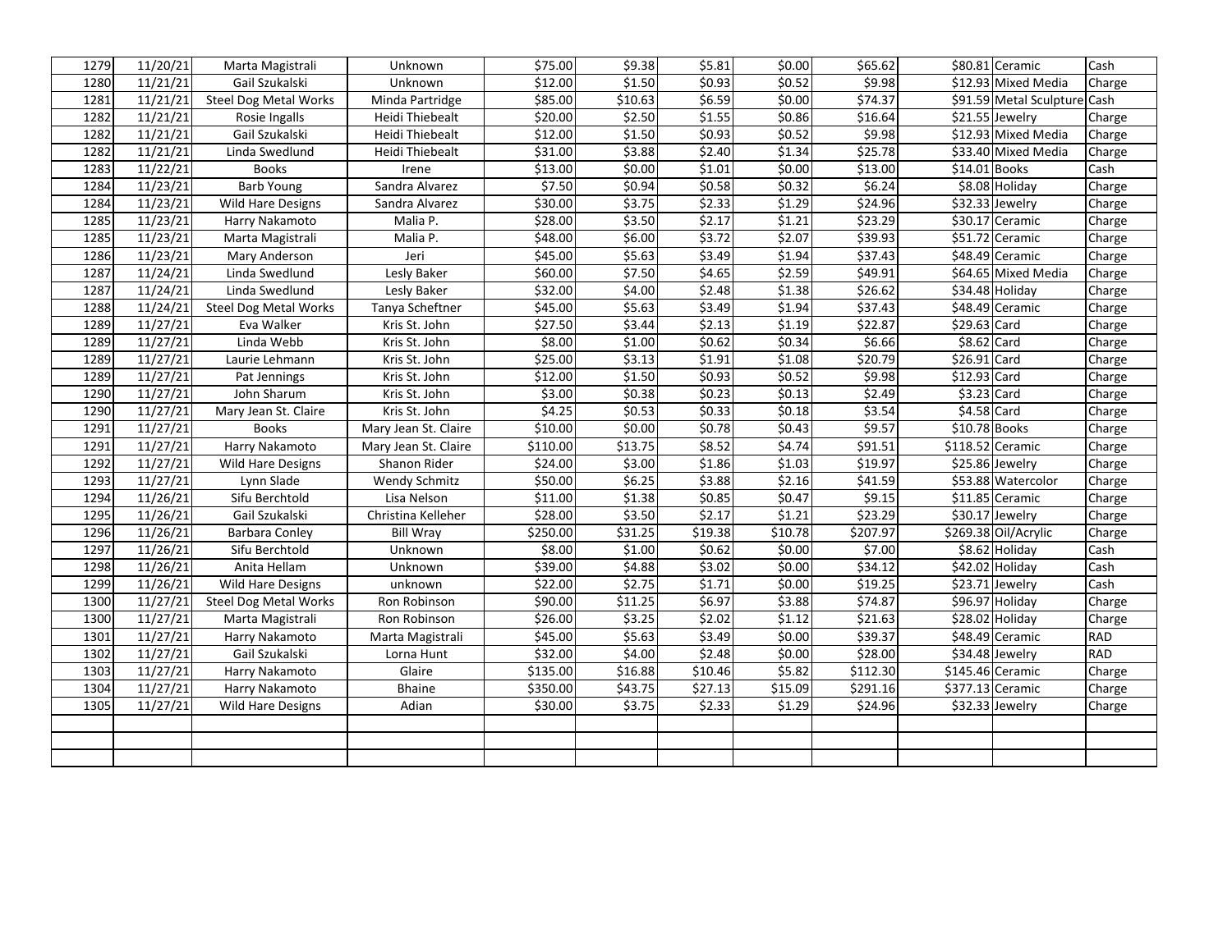| | | | | | | | | | | | |
|---|---|---|---|---|---|---|---|---|---|---|---|
| 1279 | 11/20/21 | Marta Magistrali | Unknown | $75.00 | $9.38 | $5.81 | $0.00 | $65.62 | $80.81 | Ceramic | Cash |
| 1280 | 11/21/21 | Gail Szukalski | Unknown | $12.00 | $1.50 | $0.93 | $0.52 | $9.98 | $12.93 | Mixed Media | Charge |
| 1281 | 11/21/21 | Steel Dog Metal Works | Minda Partridge | $85.00 | $10.63 | $6.59 | $0.00 | $74.37 | $91.59 | Metal Sculpture | Cash |
| 1282 | 11/21/21 | Rosie Ingalls | Heidi Thiebealt | $20.00 | $2.50 | $1.55 | $0.86 | $16.64 | $21.55 | Jewelry | Charge |
| 1282 | 11/21/21 | Gail Szukalski | Heidi Thiebealt | $12.00 | $1.50 | $0.93 | $0.52 | $9.98 | $12.93 | Mixed Media | Charge |
| 1282 | 11/21/21 | Linda Swedlund | Heidi Thiebealt | $31.00 | $3.88 | $2.40 | $1.34 | $25.78 | $33.40 | Mixed Media | Charge |
| 1283 | 11/22/21 | Books | Irene | $13.00 | $0.00 | $1.01 | $0.00 | $13.00 | $14.01 | Books | Cash |
| 1284 | 11/23/21 | Barb Young | Sandra Alvarez | $7.50 | $0.94 | $0.58 | $0.32 | $6.24 | $8.08 | Holiday | Charge |
| 1284 | 11/23/21 | Wild Hare Designs | Sandra Alvarez | $30.00 | $3.75 | $2.33 | $1.29 | $24.96 | $32.33 | Jewelry | Charge |
| 1285 | 11/23/21 | Harry Nakamoto | Malia P. | $28.00 | $3.50 | $2.17 | $1.21 | $23.29 | $30.17 | Ceramic | Charge |
| 1285 | 11/23/21 | Marta Magistrali | Malia P. | $48.00 | $6.00 | $3.72 | $2.07 | $39.93 | $51.72 | Ceramic | Charge |
| 1286 | 11/23/21 | Mary Anderson | Jeri | $45.00 | $5.63 | $3.49 | $1.94 | $37.43 | $48.49 | Ceramic | Charge |
| 1287 | 11/24/21 | Linda Swedlund | Lesly Baker | $60.00 | $7.50 | $4.65 | $2.59 | $49.91 | $64.65 | Mixed Media | Charge |
| 1287 | 11/24/21 | Linda Swedlund | Lesly Baker | $32.00 | $4.00 | $2.48 | $1.38 | $26.62 | $34.48 | Holiday | Charge |
| 1288 | 11/24/21 | Steel Dog Metal Works | Tanya Scheftner | $45.00 | $5.63 | $3.49 | $1.94 | $37.43 | $48.49 | Ceramic | Charge |
| 1289 | 11/27/21 | Eva Walker | Kris St. John | $27.50 | $3.44 | $2.13 | $1.19 | $22.87 | $29.63 | Card | Charge |
| 1289 | 11/27/21 | Linda Webb | Kris St. John | $8.00 | $1.00 | $0.62 | $0.34 | $6.66 | $8.62 | Card | Charge |
| 1289 | 11/27/21 | Laurie Lehmann | Kris St. John | $25.00 | $3.13 | $1.91 | $1.08 | $20.79 | $26.91 | Card | Charge |
| 1289 | 11/27/21 | Pat Jennings | Kris St. John | $12.00 | $1.50 | $0.93 | $0.52 | $9.98 | $12.93 | Card | Charge |
| 1290 | 11/27/21 | John Sharum | Kris St. John | $3.00 | $0.38 | $0.23 | $0.13 | $2.49 | $3.23 | Card | Charge |
| 1290 | 11/27/21 | Mary Jean St. Claire | Kris St. John | $4.25 | $0.53 | $0.33 | $0.18 | $3.54 | $4.58 | Card | Charge |
| 1291 | 11/27/21 | Books | Mary Jean St. Claire | $10.00 | $0.00 | $0.78 | $0.43 | $9.57 | $10.78 | Books | Charge |
| 1291 | 11/27/21 | Harry Nakamoto | Mary Jean St. Claire | $110.00 | $13.75 | $8.52 | $4.74 | $91.51 | $118.52 | Ceramic | Charge |
| 1292 | 11/27/21 | Wild Hare Designs | Shanon Rider | $24.00 | $3.00 | $1.86 | $1.03 | $19.97 | $25.86 | Jewelry | Charge |
| 1293 | 11/27/21 | Lynn Slade | Wendy Schmitz | $50.00 | $6.25 | $3.88 | $2.16 | $41.59 | $53.88 | Watercolor | Charge |
| 1294 | 11/26/21 | Sifu Berchtold | Lisa Nelson | $11.00 | $1.38 | $0.85 | $0.47 | $9.15 | $11.85 | Ceramic | Charge |
| 1295 | 11/26/21 | Gail Szukalski | Christina Kelleher | $28.00 | $3.50 | $2.17 | $1.21 | $23.29 | $30.17 | Jewelry | Charge |
| 1296 | 11/26/21 | Barbara Conley | Bill Wray | $250.00 | $31.25 | $19.38 | $10.78 | $207.97 | $269.38 | Oil/Acrylic | Charge |
| 1297 | 11/26/21 | Sifu Berchtold | Unknown | $8.00 | $1.00 | $0.62 | $0.00 | $7.00 | $8.62 | Holiday | Cash |
| 1298 | 11/26/21 | Anita Hellam | Unknown | $39.00 | $4.88 | $3.02 | $0.00 | $34.12 | $42.02 | Holiday | Cash |
| 1299 | 11/26/21 | Wild Hare Designs | unknown | $22.00 | $2.75 | $1.71 | $0.00 | $19.25 | $23.71 | Jewelry | Cash |
| 1300 | 11/27/21 | Steel Dog Metal Works | Ron Robinson | $90.00 | $11.25 | $6.97 | $3.88 | $74.87 | $96.97 | Holiday | Charge |
| 1300 | 11/27/21 | Marta Magistrali | Ron Robinson | $26.00 | $3.25 | $2.02 | $1.12 | $21.63 | $28.02 | Holiday | Charge |
| 1301 | 11/27/21 | Harry Nakamoto | Marta Magistrali | $45.00 | $5.63 | $3.49 | $0.00 | $39.37 | $48.49 | Ceramic | RAD |
| 1302 | 11/27/21 | Gail Szukalski | Lorna Hunt | $32.00 | $4.00 | $2.48 | $0.00 | $28.00 | $34.48 | Jewelry | RAD |
| 1303 | 11/27/21 | Harry Nakamoto | Glaire | $135.00 | $16.88 | $10.46 | $5.82 | $112.30 | $145.46 | Ceramic | Charge |
| 1304 | 11/27/21 | Harry Nakamoto | Bhaine | $350.00 | $43.75 | $27.13 | $15.09 | $291.16 | $377.13 | Ceramic | Charge |
| 1305 | 11/27/21 | Wild Hare Designs | Adian | $30.00 | $3.75 | $2.33 | $1.29 | $24.96 | $32.33 | Jewelry | Charge |
| | | | | | | | | | | | |
| | | | | | | | | | | | |
| | | | | | | | | | | | |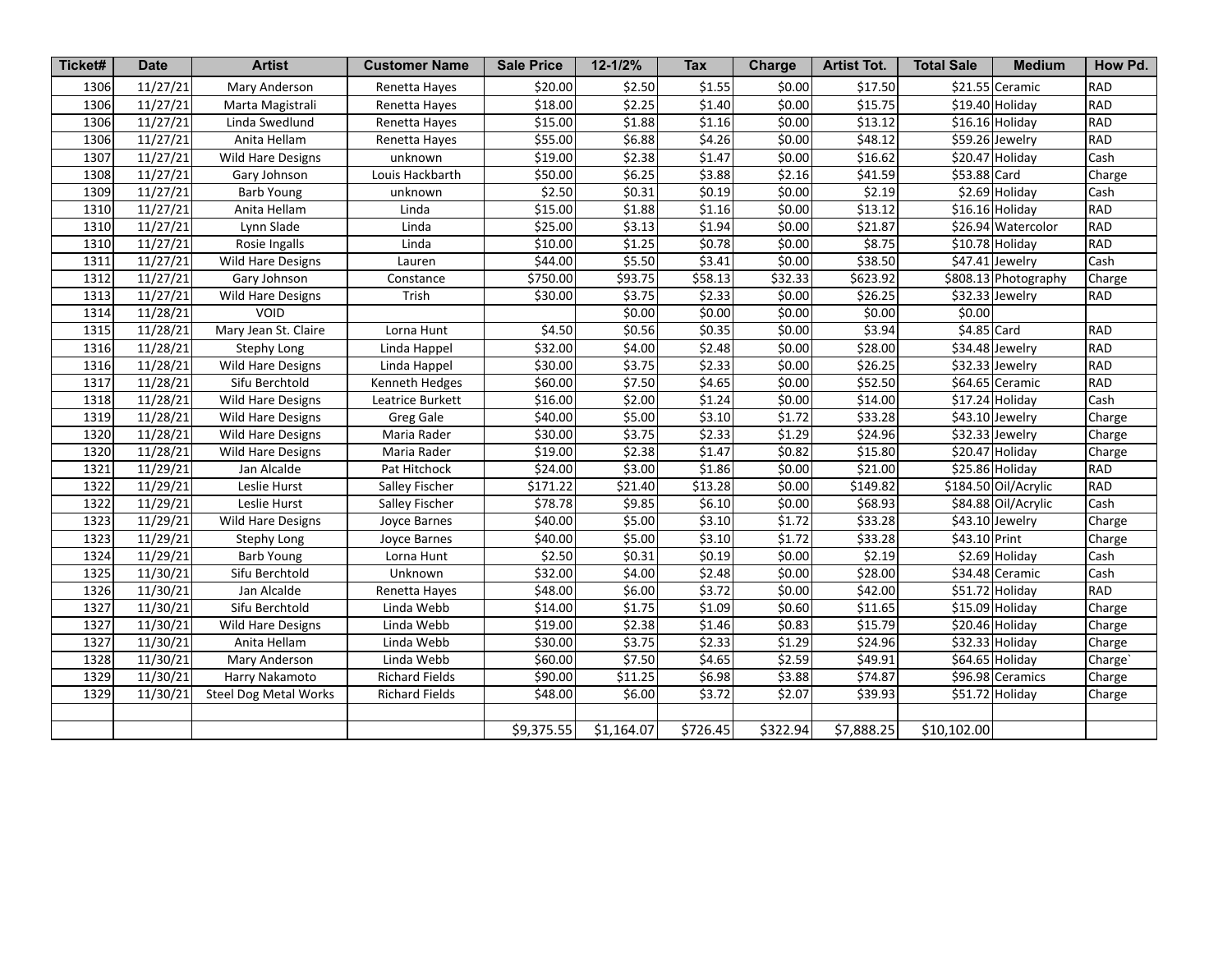| Ticket# | Date | Artist | Customer Name | Sale Price | 12-1/2% | Tax | Charge | Artist Tot. | Total Sale | Medium | How Pd. |
|---|---|---|---|---|---|---|---|---|---|---|---|
| 1306 | 11/27/21 | Mary Anderson | Renetta Hayes | $20.00 | $2.50 | $1.55 | $0.00 | $17.50 | $21.55 | Ceramic | RAD |
| 1306 | 11/27/21 | Marta Magistrali | Renetta Hayes | $18.00 | $2.25 | $1.40 | $0.00 | $15.75 | $19.40 | Holiday | RAD |
| 1306 | 11/27/21 | Linda Swedlund | Renetta Hayes | $15.00 | $1.88 | $1.16 | $0.00 | $13.12 | $16.16 | Holiday | RAD |
| 1306 | 11/27/21 | Anita Hellam | Renetta Hayes | $55.00 | $6.88 | $4.26 | $0.00 | $48.12 | $59.26 | Jewelry | RAD |
| 1307 | 11/27/21 | Wild Hare Designs | unknown | $19.00 | $2.38 | $1.47 | $0.00 | $16.62 | $20.47 | Holiday | Cash |
| 1308 | 11/27/21 | Gary Johnson | Louis Hackbarth | $50.00 | $6.25 | $3.88 | $2.16 | $41.59 | $53.88 | Card | Charge |
| 1309 | 11/27/21 | Barb Young | unknown | $2.50 | $0.31 | $0.19 | $0.00 | $2.19 | $2.69 | Holiday | Cash |
| 1310 | 11/27/21 | Anita Hellam | Linda | $15.00 | $1.88 | $1.16 | $0.00 | $13.12 | $16.16 | Holiday | RAD |
| 1310 | 11/27/21 | Lynn Slade | Linda | $25.00 | $3.13 | $1.94 | $0.00 | $21.87 | $26.94 | Watercolor | RAD |
| 1310 | 11/27/21 | Rosie Ingalls | Linda | $10.00 | $1.25 | $0.78 | $0.00 | $8.75 | $10.78 | Holiday | RAD |
| 1311 | 11/27/21 | Wild Hare Designs | Lauren | $44.00 | $5.50 | $3.41 | $0.00 | $38.50 | $47.41 | Jewelry | Cash |
| 1312 | 11/27/21 | Gary Johnson | Constance | $750.00 | $93.75 | $58.13 | $32.33 | $623.92 | $808.13 | Photography | Charge |
| 1313 | 11/27/21 | Wild Hare Designs | Trish | $30.00 | $3.75 | $2.33 | $0.00 | $26.25 | $32.33 | Jewelry | RAD |
| 1314 | 11/28/21 | VOID | | | $0.00 | $0.00 | $0.00 | $0.00 | $0.00 | | |
| 1315 | 11/28/21 | Mary Jean St. Claire | Lorna Hunt | $4.50 | $0.56 | $0.35 | $0.00 | $3.94 | $4.85 | Card | RAD |
| 1316 | 11/28/21 | Stephy Long | Linda Happel | $32.00 | $4.00 | $2.48 | $0.00 | $28.00 | $34.48 | Jewelry | RAD |
| 1316 | 11/28/21 | Wild Hare Designs | Linda Happel | $30.00 | $3.75 | $2.33 | $0.00 | $26.25 | $32.33 | Jewelry | RAD |
| 1317 | 11/28/21 | Sifu Berchtold | Kenneth Hedges | $60.00 | $7.50 | $4.65 | $0.00 | $52.50 | $64.65 | Ceramic | RAD |
| 1318 | 11/28/21 | Wild Hare Designs | Leatrice Burkett | $16.00 | $2.00 | $1.24 | $0.00 | $14.00 | $17.24 | Holiday | Cash |
| 1319 | 11/28/21 | Wild Hare Designs | Greg Gale | $40.00 | $5.00 | $3.10 | $1.72 | $33.28 | $43.10 | Jewelry | Charge |
| 1320 | 11/28/21 | Wild Hare Designs | Maria Rader | $30.00 | $3.75 | $2.33 | $1.29 | $24.96 | $32.33 | Jewelry | Charge |
| 1320 | 11/28/21 | Wild Hare Designs | Maria Rader | $19.00 | $2.38 | $1.47 | $0.82 | $15.80 | $20.47 | Holiday | Charge |
| 1321 | 11/29/21 | Jan Alcalde | Pat Hitchock | $24.00 | $3.00 | $1.86 | $0.00 | $21.00 | $25.86 | Holiday | RAD |
| 1322 | 11/29/21 | Leslie Hurst | Salley Fischer | $171.22 | $21.40 | $13.28 | $0.00 | $149.82 | $184.50 | Oil/Acrylic | RAD |
| 1322 | 11/29/21 | Leslie Hurst | Salley Fischer | $78.78 | $9.85 | $6.10 | $0.00 | $68.93 | $84.88 | Oil/Acrylic | Cash |
| 1323 | 11/29/21 | Wild Hare Designs | Joyce Barnes | $40.00 | $5.00 | $3.10 | $1.72 | $33.28 | $43.10 | Jewelry | Charge |
| 1323 | 11/29/21 | Stephy Long | Joyce Barnes | $40.00 | $5.00 | $3.10 | $1.72 | $33.28 | $43.10 | Print | Charge |
| 1324 | 11/29/21 | Barb Young | Lorna Hunt | $2.50 | $0.31 | $0.19 | $0.00 | $2.19 | $2.69 | Holiday | Cash |
| 1325 | 11/30/21 | Sifu Berchtold | Unknown | $32.00 | $4.00 | $2.48 | $0.00 | $28.00 | $34.48 | Ceramic | Cash |
| 1326 | 11/30/21 | Jan Alcalde | Renetta Hayes | $48.00 | $6.00 | $3.72 | $0.00 | $42.00 | $51.72 | Holiday | RAD |
| 1327 | 11/30/21 | Sifu Berchtold | Linda Webb | $14.00 | $1.75 | $1.09 | $0.60 | $11.65 | $15.09 | Holiday | Charge |
| 1327 | 11/30/21 | Wild Hare Designs | Linda Webb | $19.00 | $2.38 | $1.46 | $0.83 | $15.79 | $20.46 | Holiday | Charge |
| 1327 | 11/30/21 | Anita Hellam | Linda Webb | $30.00 | $3.75 | $2.33 | $1.29 | $24.96 | $32.33 | Holiday | Charge |
| 1328 | 11/30/21 | Mary Anderson | Linda Webb | $60.00 | $7.50 | $4.65 | $2.59 | $49.91 | $64.65 | Holiday | Charge` |
| 1329 | 11/30/21 | Harry Nakamoto | Richard Fields | $90.00 | $11.25 | $6.98 | $3.88 | $74.87 | $96.98 | Ceramics | Charge |
| 1329 | 11/30/21 | Steel Dog Metal Works | Richard Fields | $48.00 | $6.00 | $3.72 | $2.07 | $39.93 | $51.72 | Holiday | Charge |
| | | | | | | | | | | | |
| | | | | $9,375.55 | $1,164.07 | $726.45 | $322.94 | $7,888.25 | $10,102.00 | | |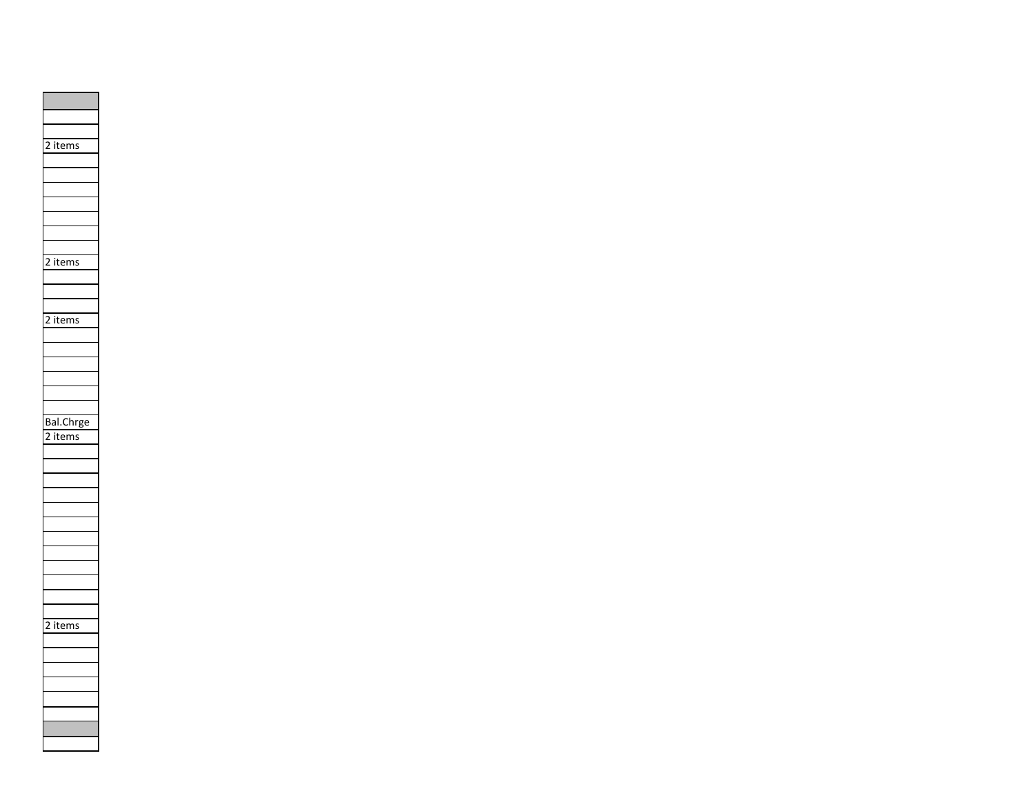| |
|---|
| |
| |
| 2 items |
| |
| |
| |
| |
| |
| |
| |
| 2 items |
| |
| |
| |
| 2 items |
| |
| |
| |
| |
| |
| |
| Bal.Chrge |
| 2 items |
| |
| |
| |
| |
| |
| |
| |
| |
| |
| |
| |
| |
| 2 items |
| |
| |
| |
| |
| |
| |
| |
| |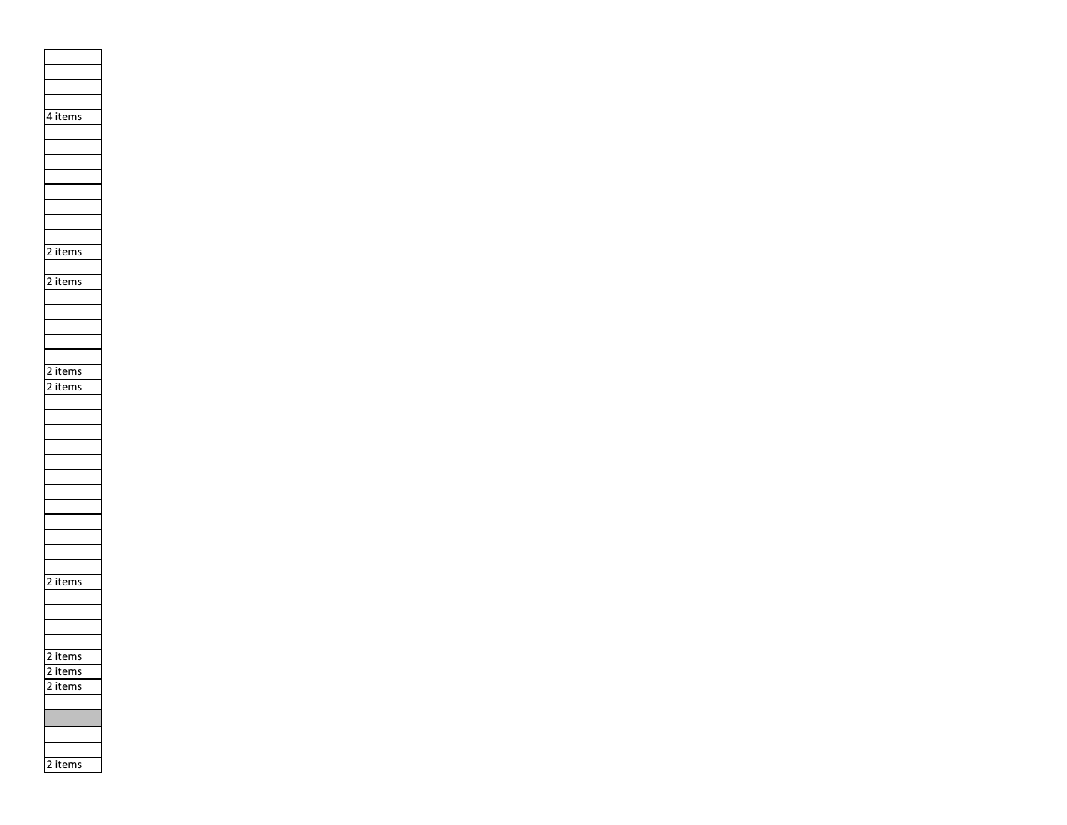| |
|---|
| |
| |
| |
| 4 items |
| |
| |
| |
| |
| |
| |
| |
| |
| 2 items |
| |
| 2 items |
| |
| |
| |
| |
| |
| 2 items |
| 2 items |
| |
| |
| |
| |
| |
| |
| |
| |
| |
| |
| |
| |
| 2 items |
| |
| |
| |
| |
| 2 items |
| 2 items |
| 2 items |
| |
| |
| |
| |
| 2 items |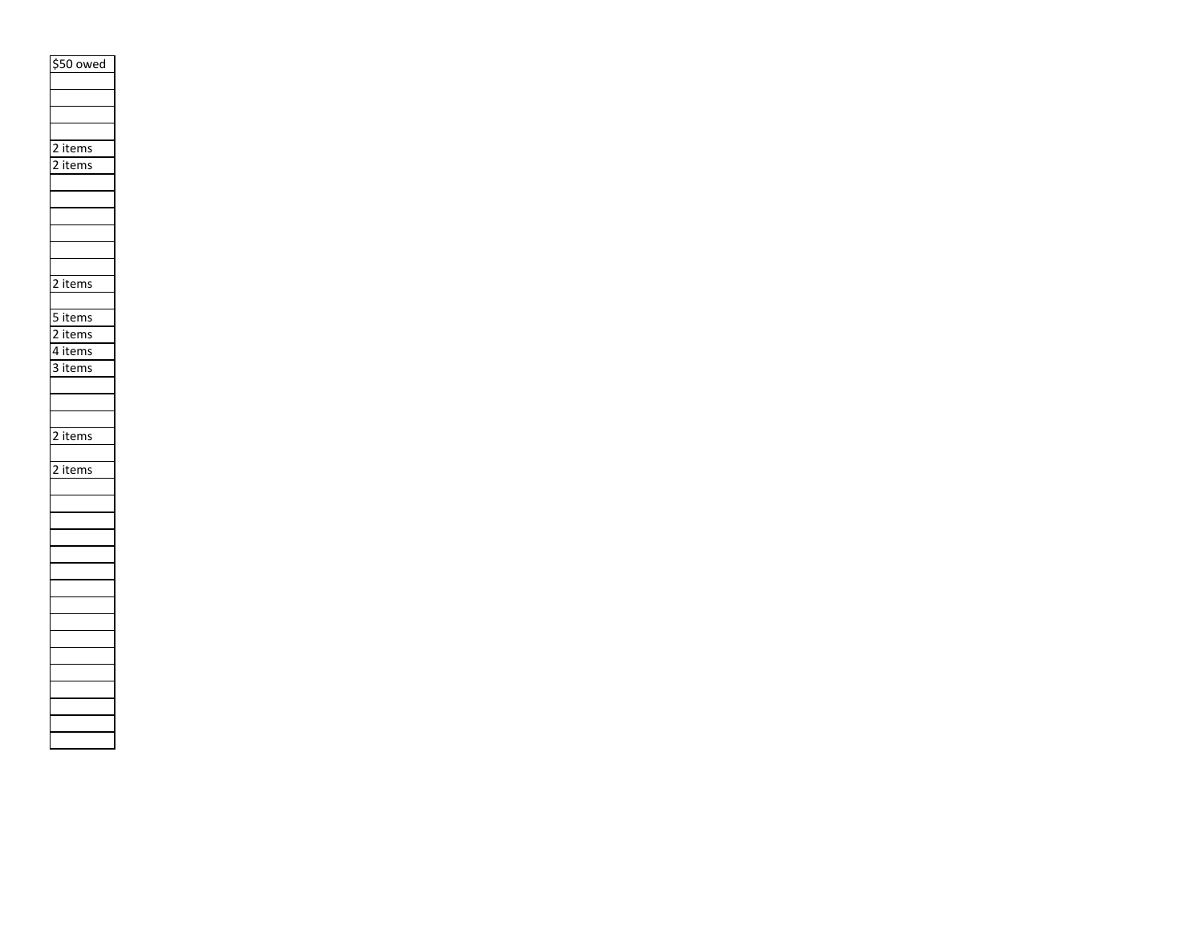| $50 owed |
|---|
| |
| |
| |
| |
| 2 items |
| 2 items |
| |
| |
| |
| |
| |
| |
| 2 items |
| |
| 5 items |
| 2 items |
| 4 items |
| 3 items |
| |
| |
| |
| 2 items |
| |
| 2 items |
| |
| |
| |
| |
| |
| |
| |
| |
| |
| |
| |
| |
| |
| |
| |
| |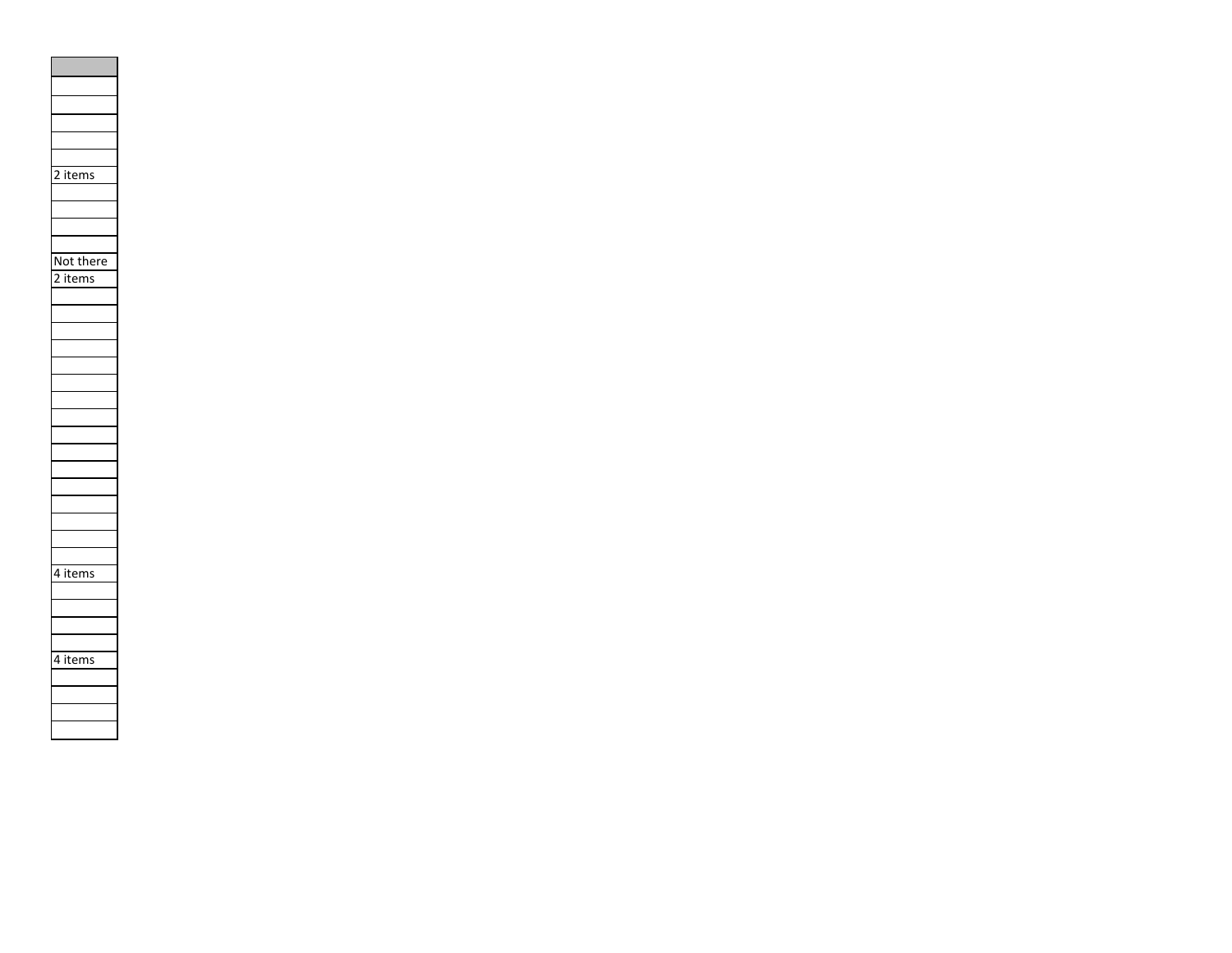| |
|---|
| |
| |
| |
| |
| |
| 2 items |
| |
| |
| |
| |
| Not there |
| 2 items |
| |
| |
| |
| |
| |
| |
| |
| |
| |
| |
| |
| |
| |
| |
| |
| |
| 4 items |
| |
| |
| |
| |
| 4 items |
| |
| |
| |
| |